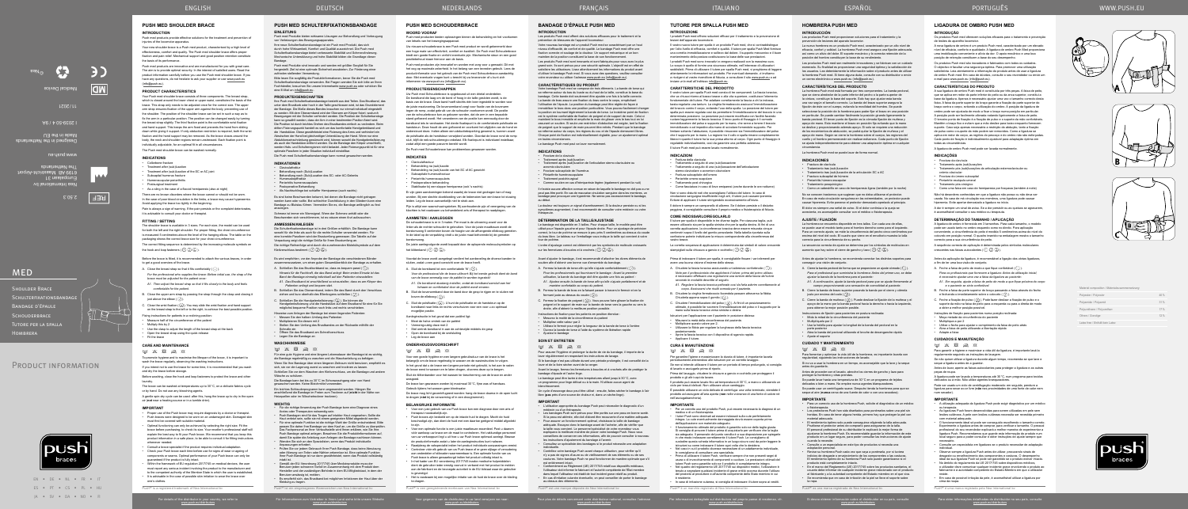# MED

Shoulder Brace
Schulterentlastungsbandage
Bandage d'épaule
Schouderbrace
Tutore per la spalla
Hombrera

Product information

Nea International bv
Europalaan 31
6199 AB Maastricht-Airport
The Netherlands
Made in the EU
www.push.eu

2.50.3

11/2021

# PUSH MED SHOULDER BRACE

## INTRODUCTION

Push med products provide effective solutions for the treatment and prevention of injuries of the locomotor apparatus.

You have chosen the Push med Shoulder Brace, a high level of effectiveness, comfort and quality. The Push med Shoulder Brace offers support, fixation and pain relief. Mechanical support and good position retention contribute to the basis of its performance.

Push med products are developed and manufactured for you with great care. The aim is to provide optimal security. In the interest of satisfied users, Read the product information carefully before you use the Push med Shoulder Brace. If you have any questions, do not hesitate to ask your supplier or visit www.push.eu (info@push.eu).

## PRODUCT CHARACTERISTICS

Your Push med Shoulder Brace consists of three components. The breast strap, which is closed around the lower chest or upper waist, constitutes the basis of the brace. The strap only needs to be adjusted once for the correct size. The upper arm strap is positioned at the height of the upper arm, the padding can be adjusted to the shoulder. The position of the shoulder brace can be set in such a way as to fix the arm in a particular position. The position can be changed easily by moving the breast strap slightly. The front fixation point is the comfortable hook fixation and hand support. This keeps the arm fixed and prevents the brace from sliding down while preserving comfort of a shoulder sling. The shoulder brace is the comfortable fixation and hand support. As the brace closes around the body, the arm of brace and arm contents remain unrestrained. Each fixation point is individually adjustable, for an optimal fit in all circumstances.

The Push med Shoulder Brace can be washed normally.

## INDICATIONS

- Collarbone fracture
- Treatment after (sub-)luxation
- Treatment after luxation of the AC or AC joint
- Non-surgical humerus fracture
- Humerus capsular prosthetics
- Postsurgical treatment
- As a sling in the case of a fracture of temperature (due at night)

There are no known disorders where the brace cannot or should not be worn. In the case of poor blood circulation in the limbs, a brace may cause symptoms. Avoid applying the brace too tightly in the beginning.

Push is always a sign of warning. If the pain persists or the complaint deteriorates, it is advisable to consult your doctor or therapist.

## FITTING / SETTING

The shoulder brace is available in 3 sizes. For each size, the model can be used for both the left and the right shoulder. For proper fitting, the chest circumference is measured. It continues above the level of the hanging elbow. The table on the packaging shows the correct brace size for your chest circumference.

The correct fitting sequence is determined by the increasing numbered symbols on the hook and loop fasteners (①) (②) (③).

Before the brace is fitted, it is recommended to attach the various hooks, in order to get a good overview of the brace.

A. Close the breast strap so that it fits comfortably (①).
For the professional who supplies the brace: Before initial use, the strap of the brace must be adjusted for the patient once.
A1. Then adjust the breast strap so that it fits closely to the body and feels comfortable for the patient.
B. Close the upper arm strap by passing the strap through the clasp and closing it (②).
C. Close the wrist fixation (③). You may slide the wrist fixation and hand support on the breast strap forwards or to the right, to ensure the best possible position.

Fixing instructions for patients in a resting position:
- Measure half of the circumference of the patient
- Multiply this by 2
- Use the strap to adjust the length of the breast strap at the back
- Open the breast strap using the quick release
- Fit the brace

## CARE AND MAINTENANCE

To promote hygiene and to maximise the lifespan of the brace, it is important to wash the brace regularly, observing the washing instructions.

If you intend not to use the brace for some time, it is recommended that you wash and dry the brace before storage.

Before washing, close the hook and loop fasteners to protect the brace and other laundry.

The brace can be washed at temperatures up to 30°C, on a delicate fabrics cycle or by hand. Do not use any bleaching agents.

A gentle spin dry cycle can be used after this. Hang the brace up to dry in the open air (not near a heating source or in a tumble dryer).

## IMPORTANT

- Proper use of the Push brace may require diagnosis by a doctor or therapist.
- Push braces were designed to be worn on an undamaged skin. Damaged skin must first be covered with suitable material.
- Optimal functioning can only be achieved by selecting the right size. Fit the brace before purchasing, to check its size. Your specialist or instructing staff will explain the best way to fit your Push brace. We recommend that you keep this product information in a safe place, to be able to consult it for fitting instructions at a later stage.
- Consult a brace specialist if the product requires individual adaptation.
- Check your Push brace each time before use for signs of wear or ageing of components or seams. Optimal performance of your Push brace can only be guaranteed if the product is fully intact.
- Within the framework of Regulation (EU) 2017/745 on medical devices, the user must report any serious incident involving the product to the manufacturer and to the competent authority of the Member State in which the user is established.
- It is advisable in the case of possible skin irritation to wear the brace over a shirt / clothes.

Push® is a registered trademark of Nea International bv

For details of the distributor in your country, we refer to www.push.eu/distributors

| Composição material / Material composition | |
|---|---|
| Polyester / Poliéster | 38 % |
| Polyamide / Poliamida | 31 % |
| Polyurethane / Poliuretano | 21 % |
| Others / Outros | 10 % |
| Latex free / Isento de látex | |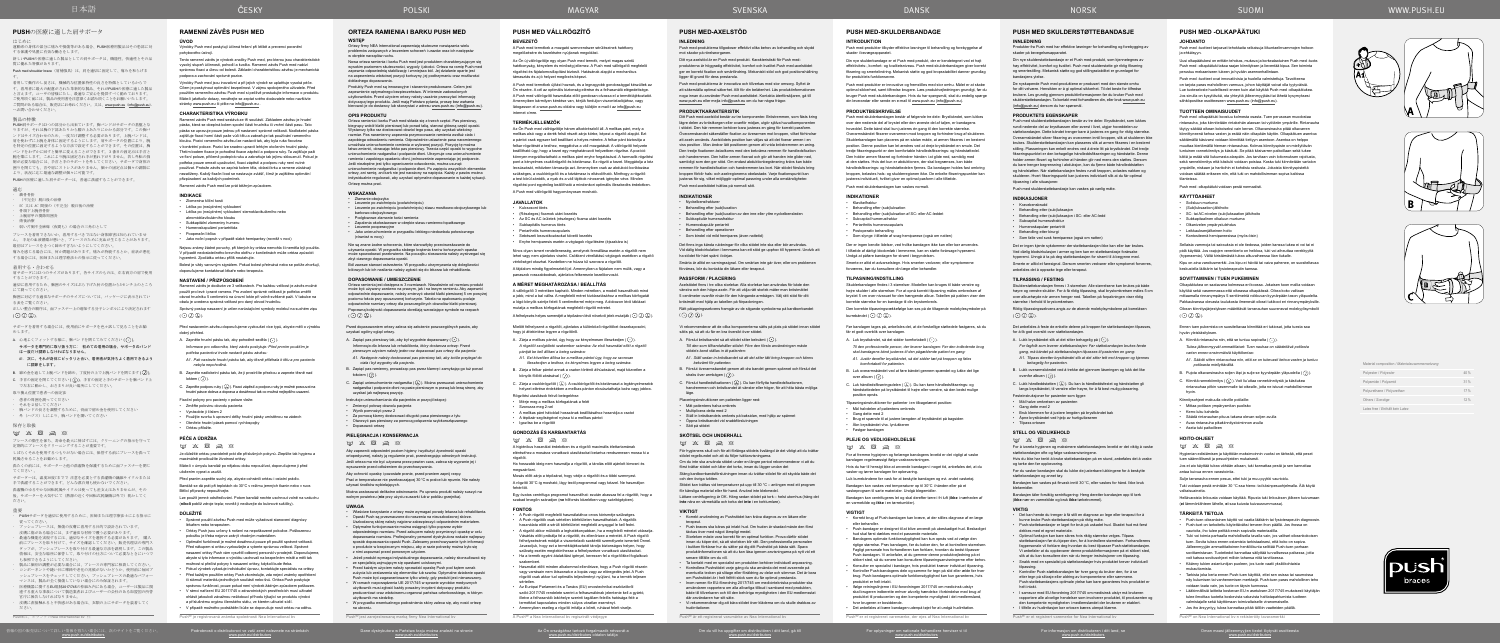# PUSH med 肩関節サポーター

# RAMENNÍ ZÁVĚS PUSH MED

## ÚVOD

## CHARAKTERISTIKA VÝROBKU

## INDIKACE

## KONTRAINDIKACE

## NASAZENÍ / PŘIZPŮSOBENÍ

## PÉČE A ÚDRŽBA

## DŮLEŽITÉ

# ORTEZA RAMIENIA I BARKU PUSH MED

## WSTĘP

## CHARAKTERYSTYKA PRODUKTU

## WSKAZANIA

## PRZECIWWSKAZANIA

## ZAKŁADANIE / DOPASOWANIE

## PIELĘGNACJA I KONSERWACJA

## UWAGA

# PUSH MED VÁLLRÖGZÍTŐ

## BEVEZETŐ

## TERMÉKJELLEMZŐK

## JAVALLATOK

## ELLENJAVALLATOK

## A MEREVÍTŐ MEGHAJLÍTÁSA / BEÁLLÍTÁSA

## GONDOZÁS ÉS KARBANTARTÁS

## FONTOS

# PUSH MED-AXELSTÖD

## INLEDNING

## PRODUKTKARAKTERISTIK

## INDIKATIONER

## KONTRAINDIKATIONER

## PÅSÄTTNING / ANPASSNING

## SKÖTSEL OCH UNDERHÅLL

## VIKTIGT

# PUSH MED SKULDERBANDAGE

## INTRODUKTION

## PRODUKTBESKRIVELSE

## INDIKATIONER

## KONTRAINDIKATIONER

## PÅSÆTNING / TILPASNING

## PLEJE OG VEDLIGEHOLDELSE

## VIGTIG

# PUSH MED SKULDERSTØTTEBANDASJE

## INTRODUKSJON

## PRODUKTETS EGENSKAPER

## INDIKASJONER

## KONTRAINDIKASJONER

## TILPASNING / PÅSETTING

## STELL OG VEDLIKEHOLD

## VIKTIG

# PUSH MED -OLKAPÄÄTUKI

## JOHDANTO

## TUOTTEEN OMINAISUUDET

## KÄYTTÖAIHEET

## VASTA-AIHEET

## PUKEMINEN / SÄÄTÄMINEN

## HOITO-OHJEET

## TÄRKEÄÄ TIETOA